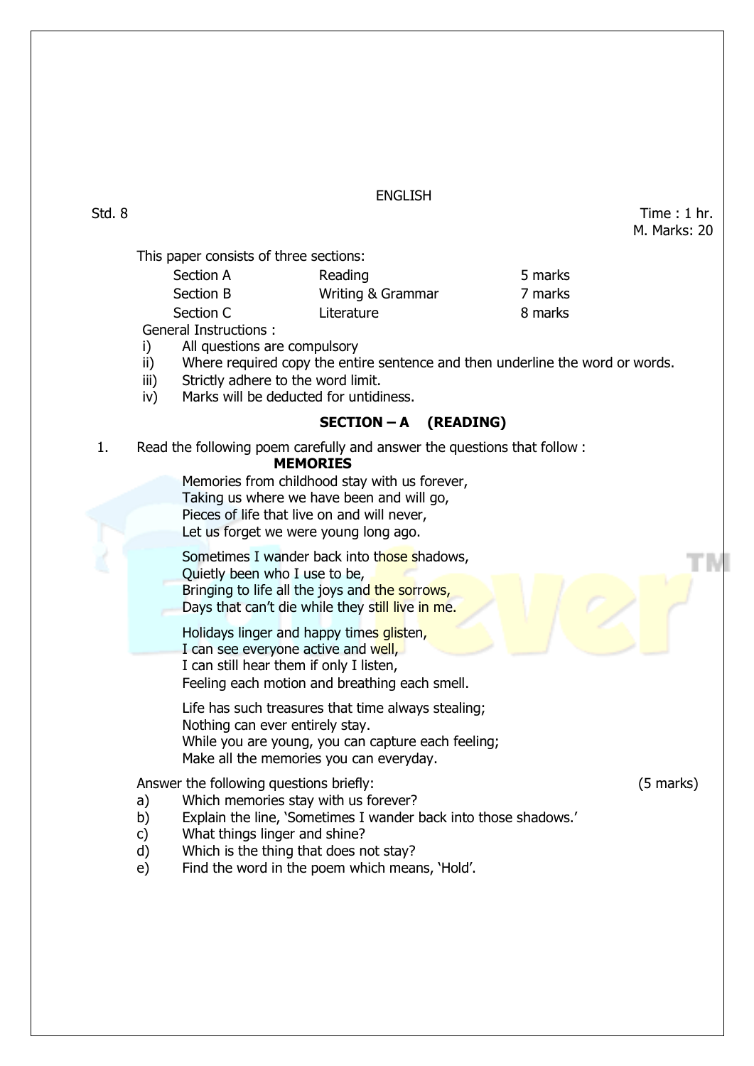# ENGLISH

Std. 8

Time : 1 hr.
M. Marks: 20

This paper consists of three sections:

| | | |
|---|---|---|
| Section A | Reading | 5 marks |
| Section B | Writing & Grammar | 7 marks |
| Section C | Literature | 8 marks |

General Instructions :

i) All questions are compulsory
ii) Where required copy the entire sentence and then underline the word or words.
iii) Strictly adhere to the word limit.
iv) Marks will be deducted for untidiness.

## SECTION – A (READING)

1. Read the following poem carefully and answer the questions that follow :

**MEMORIES**

Memories from childhood stay with us forever,
Taking us where we have been and will go,
Pieces of life that live on and will never,
Let us forget we were young long ago.

Sometimes I wander back into those shadows,
Quietly been who I use to be,
Bringing to life all the joys and the sorrows,
Days that can't die while they still live in me.

Holidays linger and happy times glisten,
I can see everyone active and well,
I can still hear them if only I listen,
Feeling each motion and breathing each smell.

Life has such treasures that time always stealing;
Nothing can ever entirely stay.
While you are young, you can capture each feeling;
Make all the memories you can everyday.

Answer the following questions briefly: (5 marks)

a) Which memories stay with us forever?
b) Explain the line, 'Sometimes I wander back into those shadows.'
c) What things linger and shine?
d) Which is the thing that does not stay?
e) Find the word in the poem which means, 'Hold'.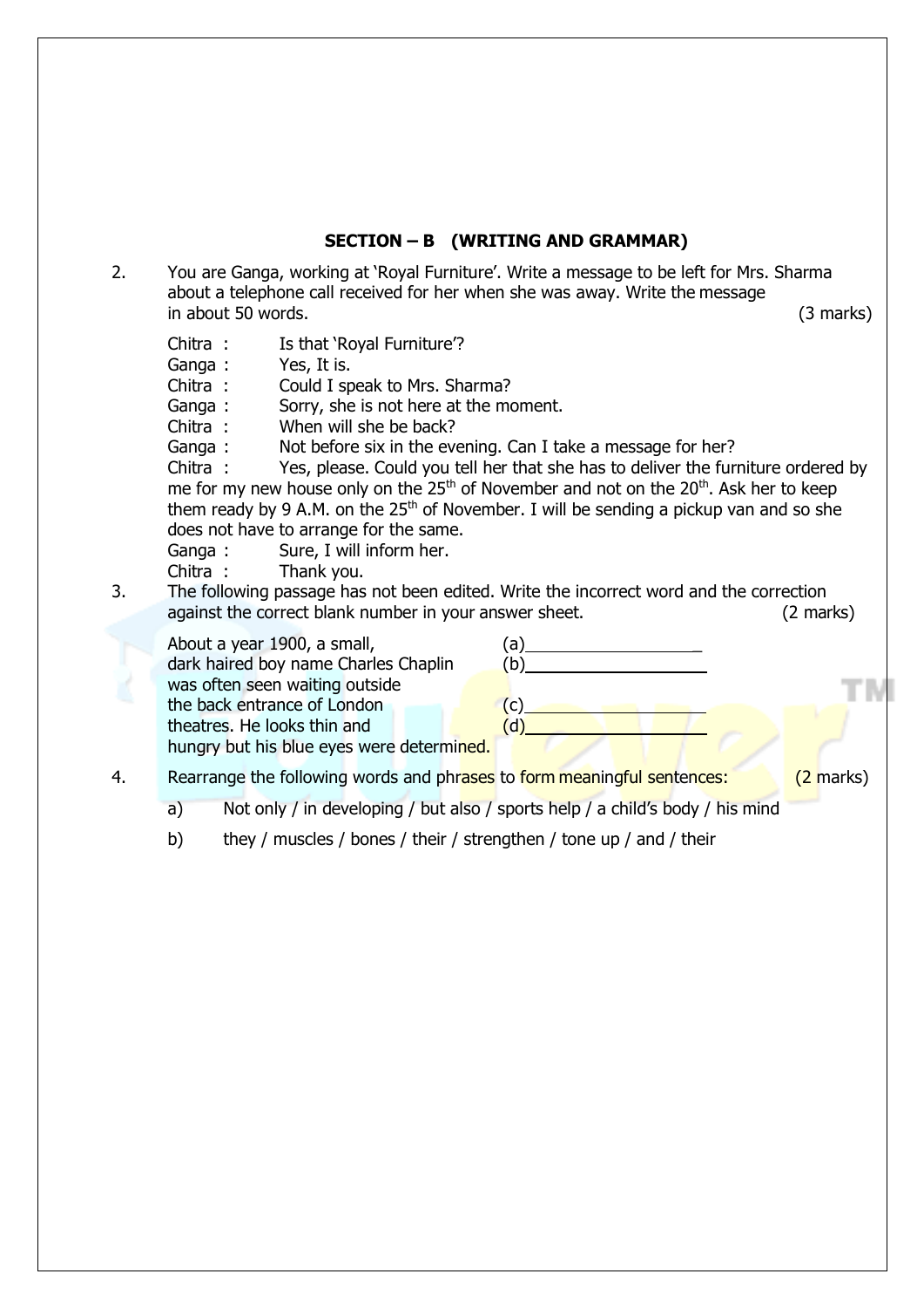## SECTION – B (WRITING AND GRAMMAR)

2. You are Ganga, working at 'Royal Furniture'. Write a message to be left for Mrs. Sharma about a telephone call received for her when she was away. Write the message in about 50 words. (3 marks)

Chitra : Is that 'Royal Furniture'?
Ganga : Yes, It is.
Chitra : Could I speak to Mrs. Sharma?
Ganga : Sorry, she is not here at the moment.
Chitra : When will she be back?
Ganga : Not before six in the evening. Can I take a message for her?
Chitra : Yes, please. Could you tell her that she has to deliver the furniture ordered by me for my new house only on the 25th of November and not on the 20th. Ask her to keep them ready by 9 A.M. on the 25th of November. I will be sending a pickup van and so she does not have to arrange for the same.
Ganga : Sure, I will inform her.
Chitra : Thank you.

3. The following passage has not been edited. Write the incorrect word and the correction against the correct blank number in your answer sheet. (2 marks)

| | |
|---|---|
| About a year 1900, a small, | (a)__________ |
| dark haired boy name Charles Chaplin | (b)__________ |
| was often seen waiting outside | |
| the back entrance of London | (c)__________ |
| theatres. He looks thin and | (d)__________ |
| hungry but his blue eyes were determined. | |

4. Rearrange the following words and phrases to form meaningful sentences: (2 marks)

   a) Not only / in developing / but also / sports help / a child's body / his mind

   b) they / muscles / bones / their / strengthen / tone up / and / their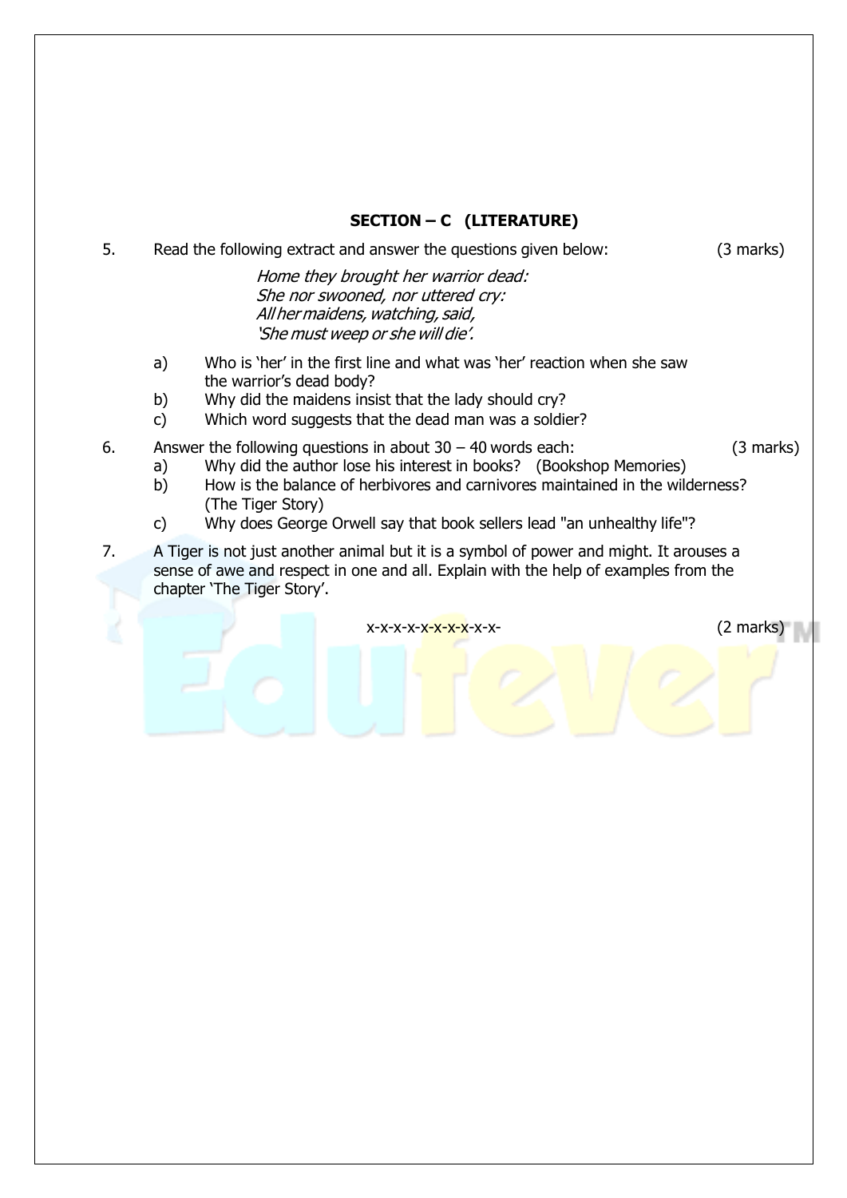## SECTION – C (LITERATURE)

5. Read the following extract and answer the questions given below: (3 marks)

   *Home they brought her warrior dead:*
   *She nor swooned, nor uttered cry:*
   *All her maidens, watching, said,*
   *'She must weep or she will die'.*

   a) Who is 'her' in the first line and what was 'her' reaction when she saw the warrior's dead body?
   b) Why did the maidens insist that the lady should cry?
   c) Which word suggests that the dead man was a soldier?

6. Answer the following questions in about 30 – 40 words each: (3 marks)
   a) Why did the author lose his interest in books? (Bookshop Memories)
   b) How is the balance of herbivores and carnivores maintained in the wilderness? (The Tiger Story)
   c) Why does George Orwell say that book sellers lead "an unhealthy life"?

7. A Tiger is not just another animal but it is a symbol of power and might. It arouses a sense of awe and respect in one and all. Explain with the help of examples from the chapter 'The Tiger Story'. (2 marks)

x-x-x-x-x-x-x-x-x-x-